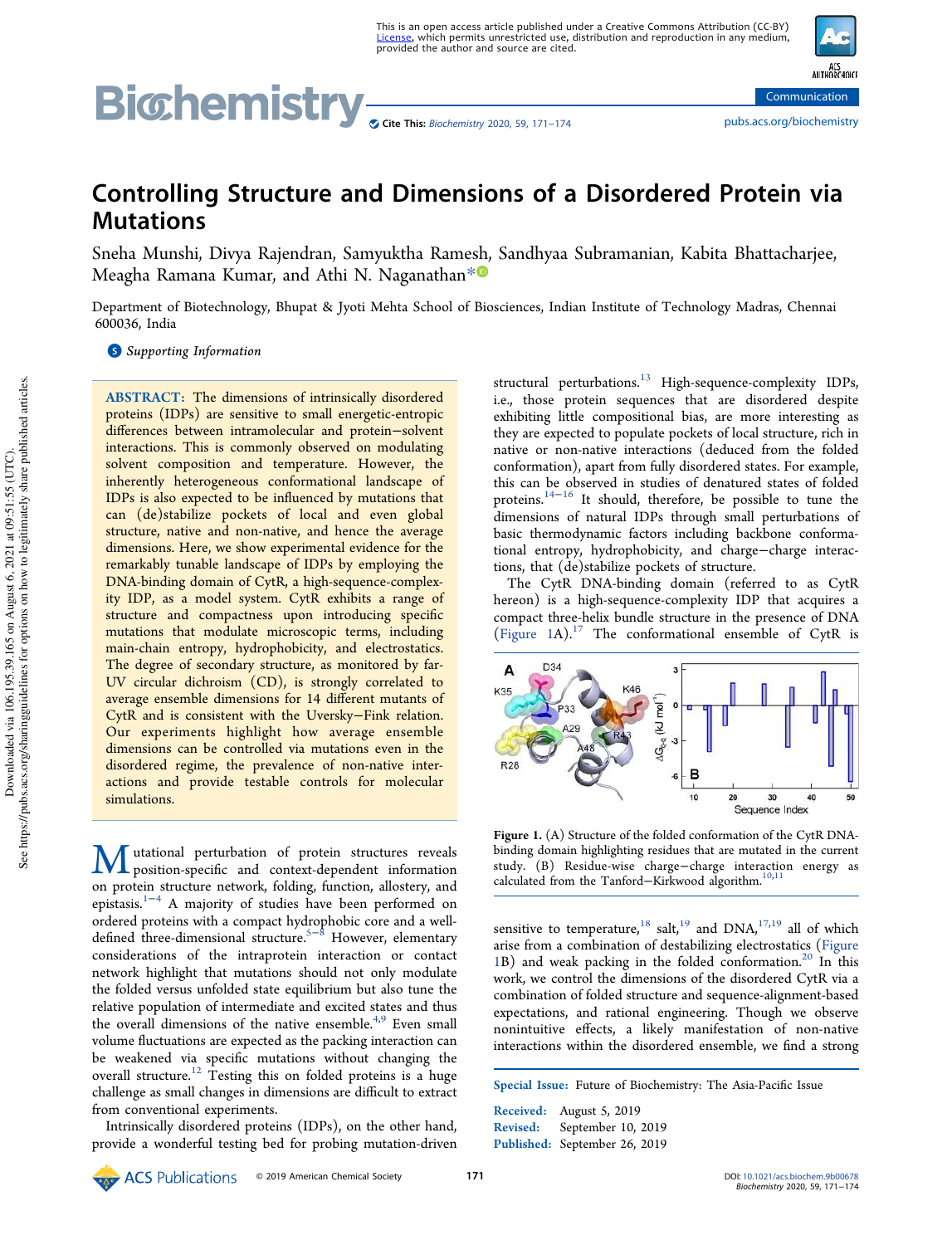# Controlling Structure and Dimensions of a Disordered Protein via Mutations

Sneha Munshi, Divya Rajendran, Samyuktha Ramesh, Sandhyaa Subramanian, Kabita Bhattacharjee, Meagha Ramana Kumar, and Athi N. Naganathan*

Department of Biotechnology, Bhupat & Jyoti Mehta School of Biosciences, Indian Institute of Technology Madras, Chennai 600036, India

Supporting Information

**ABSTRACT:** The dimensions of intrinsically disordered proteins (IDPs) are sensitive to small energetic-entropic differences between intramolecular and protein–solvent interactions. This is commonly observed on modulating solvent composition and temperature. However, the inherently heterogeneous conformational landscape of IDPs is also expected to be influenced by mutations that can (de)stabilize pockets of local and even global structure, native and non-native, and hence the average dimensions. Here, we show experimental evidence for the remarkably tunable landscape of IDPs by employing the DNA-binding domain of CytR, a high-sequence-complexity IDP, as a model system. CytR exhibits a range of structure and compactness upon introducing specific mutations that modulate microscopic terms, including main-chain entropy, hydrophobicity, and electrostatics. The degree of secondary structure, as monitored by far-UV circular dichroism (CD), is strongly correlated to average ensemble dimensions for 14 different mutants of CytR and is consistent with the Uversky–Fink relation. Our experiments highlight how average ensemble dimensions can be controlled via mutations even in the disordered regime, the prevalence of non-native interactions and provide testable controls for molecular simulations.

Mutational perturbation of protein structures reveals position-specific and context-dependent information on protein structure network, folding, function, allostery, and epistasis.[1−4] A majority of studies have been performed on ordered proteins with a compact hydrophobic core and a well-defined three-dimensional structure.[5−8] However, elementary considerations of the intraprotein interaction or contact network highlight that mutations should not only modulate the folded versus unfolded state equilibrium but also tune the relative population of intermediate and excited states and thus the overall dimensions of the native ensemble.[4,9] Even small volume fluctuations are expected as the packing interaction can be weakened via specific mutations without changing the overall structure.[12] Testing this on folded proteins is a huge challenge as small changes in dimensions are difficult to extract from conventional experiments.

Intrinsically disordered proteins (IDPs), on the other hand, provide a wonderful testing bed for probing mutation-driven structural perturbations.[13] High-sequence-complexity IDPs, i.e., those protein sequences that are disordered despite exhibiting little compositional bias, are more interesting as they are expected to populate pockets of local structure, rich in native or non-native interactions (deduced from the folded conformation), apart from fully disordered states. For example, this can be observed in studies of denatured states of folded proteins.[14−16] It should, therefore, be possible to tune the dimensions of natural IDPs through small perturbations of basic thermodynamic factors including backbone conformational entropy, hydrophobicity, and charge–charge interactions, that (de)stabilize pockets of structure.

The CytR DNA-binding domain (referred to as CytR hereon) is a high-sequence-complexity IDP that acquires a compact three-helix bundle structure in the presence of DNA (Figure 1A).[17] The conformational ensemble of CytR is sensitive to temperature,[18] salt,[19] and DNA,[17,19] all of which arise from a combination of destabilizing electrostatics (Figure 1B) and weak packing in the folded conformation.[20] In this work, we control the dimensions of the disordered CytR via a combination of folded structure and sequence-alignment-based expectations, and rational engineering. Though we observe nonintuitive effects, a likely manifestation of non-native interactions within the disordered ensemble, we find a strong

Figure 1. (A) Structure of the folded conformation of the CytR DNA-binding domain highlighting residues that are mutated in the current study. (B) Residue-wise charge–charge interaction energy as calculated from the Tanford–Kirkwood algorithm.[10,11]

Special Issue: Future of Biochemistry: The Asia-Pacific Issue

Received: August 5, 2019
Revised: September 10, 2019
Published: September 26, 2019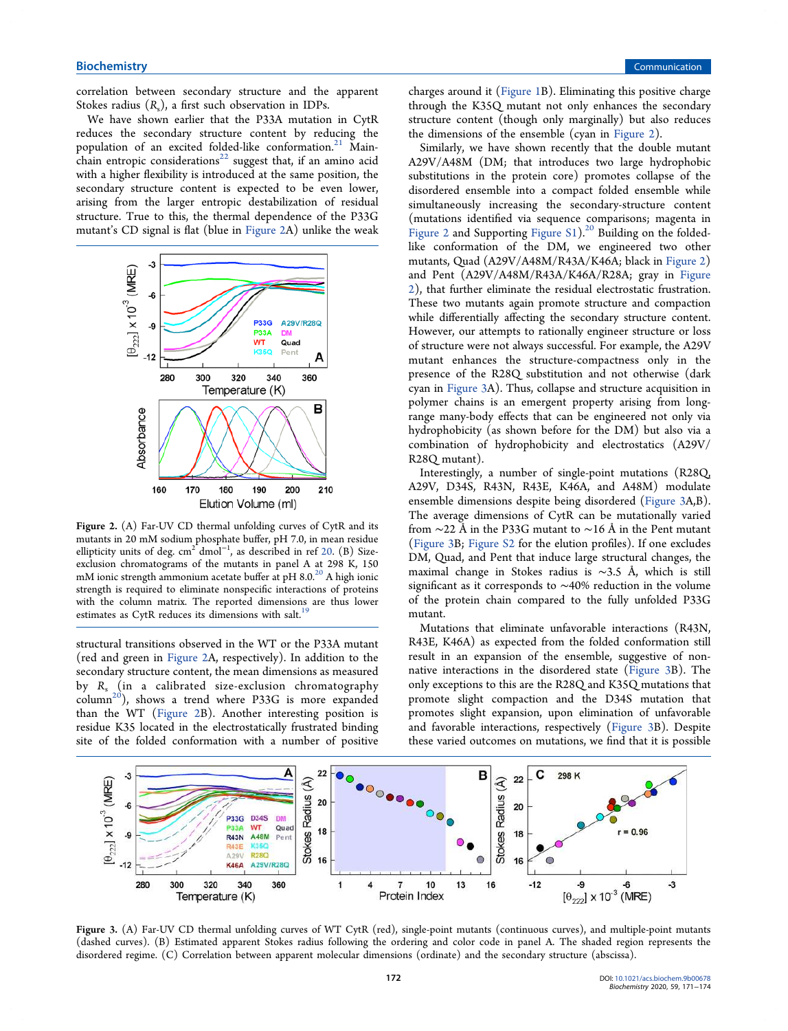correlation between secondary structure and the apparent Stokes radius ($R_s$), a first such observation in IDPs.

We have shown earlier that the P33A mutation in CytR reduces the secondary structure content by reducing the population of an excited folded-like conformation.[21] Main-chain entropic considerations[22] suggest that, if an amino acid with a higher flexibility is introduced at the same position, the secondary structure content is expected to be even lower, arising from the larger entropic destabilization of residual structure. True to this, the thermal dependence of the P33G mutant's CD signal is flat (blue in Figure 2A) unlike the weak structural transitions observed in the WT or the P33A mutant (red and green in Figure 2A, respectively). In addition to the secondary structure content, the mean dimensions as measured by $R_s$ (in a calibrated size-exclusion chromatography column[20]), shows a trend where P33G is more expanded than the WT (Figure 2B). Another interesting position is residue K35 located in the electrostatically frustrated binding site of the folded conformation with a number of positive charges around it (Figure 1B). Eliminating this positive charge through the K35Q mutant not only enhances the secondary structure content (though only marginally) but also reduces the dimensions of the ensemble (cyan in Figure 2).

**Figure 2.** (A) Far-UV CD thermal unfolding curves of CytR and its mutants in 20 mM sodium phosphate buffer, pH 7.0, in mean residue ellipticity units of deg. cm$^2$ dmol$^{-1}$, as described in ref 20. (B) Size-exclusion chromatograms of the mutants in panel A at 298 K, 150 mM ionic strength ammonium acetate buffer at pH 8.0.[20] A high ionic strength is required to eliminate nonspecific interactions of proteins with the column matrix. The reported dimensions are thus lower estimates as CytR reduces its dimensions with salt.[19]

Similarly, we have shown recently that the double mutant A29V/A48M (DM; that introduces two large hydrophobic substitutions in the protein core) promotes collapse of the disordered ensemble into a compact folded ensemble while simultaneously increasing the secondary-structure content (mutations identified via sequence comparisons; magenta in Figure 2 and Supporting Figure S1).[20] Building on the folded-like conformation of the DM, we engineered two other mutants, Quad (A29V/A48M/R43A/K46A; black in Figure 2) and Pent (A29V/A48M/R43A/K46A/R28A; gray in Figure 2), that further eliminate the residual electrostatic frustration. These two mutants again promote structure and compaction while differentially affecting the secondary structure content. However, our attempts to rationally engineer structure or loss of structure were not always successful. For example, the A29V mutant enhances the structure-compactness only in the presence of the R28Q substitution and not otherwise (dark cyan in Figure 3A). Thus, collapse and structure acquisition in polymer chains is an emergent property arising from long-range many-body effects that can be engineered not only via hydrophobicity (as shown before for the DM) but also via a combination of hydrophobicity and electrostatics (A29V/R28Q mutant).

Interestingly, a number of single-point mutations (R28Q, A29V, D34S, R43N, R43E, K46A, and A48M) modulate ensemble dimensions despite being disordered (Figure 3A,B). The average dimensions of CytR can be mutationally varied from ~22 Å in the P33G mutant to ~16 Å in the Pent mutant (Figure 3B; Figure S2 for the elution profiles). If one excludes DM, Quad, and Pent that induce large structural changes, the maximal change in Stokes radius is ~3.5 Å, which is still significant as it corresponds to ~40% reduction in the volume of the protein chain compared to the fully unfolded P33G mutant.

Mutations that eliminate unfavorable interactions (R43N, R43E, K46A) as expected from the folded conformation still result in an expansion of the ensemble, suggestive of non-native interactions in the disordered state (Figure 3B). The only exceptions to this are the R28Q and K35Q mutations that promote slight compaction and the D34S mutation that promotes slight expansion, upon elimination of unfavorable and favorable interactions, respectively (Figure 3B). Despite these varied outcomes on mutations, we find that it is possible

**Figure 3.** (A) Far-UV CD thermal unfolding curves of WT CytR (red), single-point mutants (continuous curves), and multiple-point mutants (dashed curves). (B) Estimated apparent Stokes radius following the ordering and color code in panel A. The shaded region represents the disordered regime. (C) Correlation between apparent molecular dimensions (ordinate) and the secondary structure (abscissa).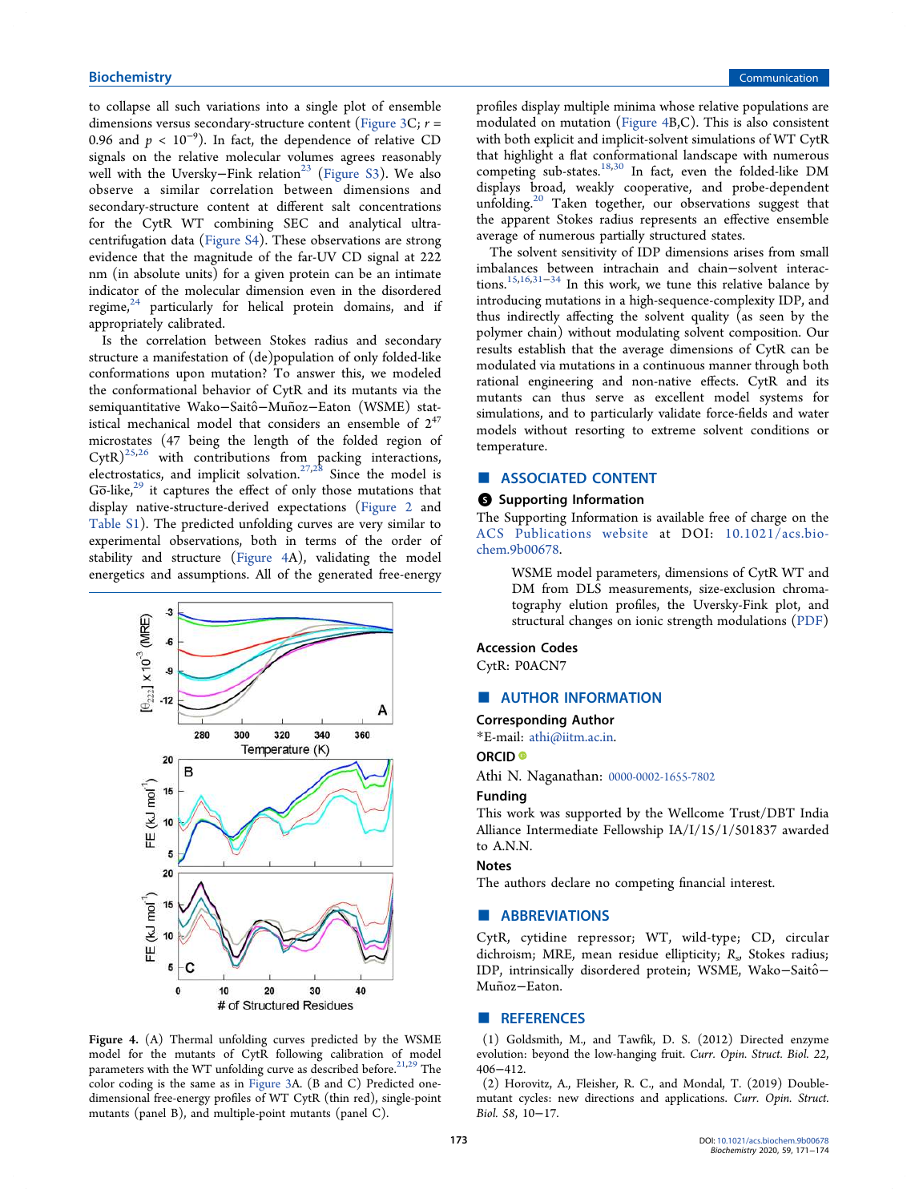to collapse all such variations into a single plot of ensemble dimensions versus secondary-structure content (Figure 3C; $r = 0.96$ and $p < 10^{-9}$). In fact, the dependence of relative CD signals on the relative molecular volumes agrees reasonably well with the Uversky–Fink relation[23] (Figure S3). We also observe a similar correlation between dimensions and secondary-structure content at different salt concentrations for the CytR WT combining SEC and analytical ultracentrifugation data (Figure S4). These observations are strong evidence that the magnitude of the far-UV CD signal at 222 nm (in absolute units) for a given protein can be an intimate indicator of the molecular dimension even in the disordered regime,[24] particularly for helical protein domains, and if appropriately calibrated.

Is the correlation between Stokes radius and secondary structure a manifestation of (de)population of only folded-like conformations upon mutation? To answer this, we modeled the conformational behavior of CytR and its mutants via the semiquantitative Wako–Saitô–Muñoz–Eaton (WSME) statistical mechanical model that considers an ensemble of $2^{47}$ microstates (47 being the length of the folded region of CytR)[25,26] with contributions from packing interactions, electrostatics, and implicit solvation.[27,28] Since the model is Gō-like,[29] it captures the effect of only those mutations that display native-structure-derived expectations (Figure 2 and Table S1). The predicted unfolding curves are very similar to experimental observations, both in terms of the order of stability and structure (Figure 4A), validating the model energetics and assumptions. All of the generated free-energy profiles display multiple minima whose relative populations are modulated on mutation (Figure 4B,C). This is also consistent with both explicit and implicit-solvent simulations of WT CytR that highlight a flat conformational landscape with numerous competing sub-states.[18,30] In fact, even the folded-like DM displays broad, weakly cooperative, and probe-dependent unfolding.[20] Taken together, our observations suggest that the apparent Stokes radius represents an effective ensemble average of numerous partially structured states.

Figure 4. (A) Thermal unfolding curves predicted by the WSME model for the mutants of CytR following calibration of model parameters with the WT unfolding curve as described before.[21,29] The color coding is the same as in Figure 3A. (B and C) Predicted one-dimensional free-energy profiles of WT CytR (thin red), single-point mutants (panel B), and multiple-point mutants (panel C).

The solvent sensitivity of IDP dimensions arises from small imbalances between intrachain and chain–solvent interactions.[15,16,31−34] In this work, we tune this relative balance by introducing mutations in a high-sequence-complexity IDP, and thus indirectly affecting the solvent quality (as seen by the polymer chain) without modulating solvent composition. Our results establish that the average dimensions of CytR can be modulated via mutations in a continuous manner through both rational engineering and non-native effects. CytR and its mutants can thus serve as excellent model systems for simulations, and to particularly validate force-fields and water models without resorting to extreme solvent conditions or temperature.

## ■ ASSOCIATED CONTENT

### Supporting Information

The Supporting Information is available free of charge on the ACS Publications website at DOI: 10.1021/acs.biochem.9b00678.

> WSME model parameters, dimensions of CytR WT and DM from DLS measurements, size-exclusion chromatography elution profiles, the Uversky-Fink plot, and structural changes on ionic strength modulations (PDF)

### Accession Codes

CytR: P0ACN7

## ■ AUTHOR INFORMATION

### Corresponding Author

*E-mail: athi@iitm.ac.in.

### ORCID

Athi N. Naganathan: 0000-0002-1655-7802

### Funding

This work was supported by the Wellcome Trust/DBT India Alliance Intermediate Fellowship IA/I/15/1/501837 awarded to A.N.N.

### Notes

The authors declare no competing financial interest.

## ■ ABBREVIATIONS

CytR, cytidine repressor; WT, wild-type; CD, circular dichroism; MRE, mean residue ellipticity; $R_s$, Stokes radius; IDP, intrinsically disordered protein; WSME, Wako–Saitô–Muñoz–Eaton.

## ■ REFERENCES

(1) Goldsmith, M., and Tawfik, D. S. (2012) Directed enzyme evolution: beyond the low-hanging fruit. *Curr. Opin. Struct. Biol. 22*, 406–412.

(2) Horovitz, A., Fleisher, R. C., and Mondal, T. (2019) Double-mutant cycles: new directions and applications. *Curr. Opin. Struct. Biol. 58*, 10–17.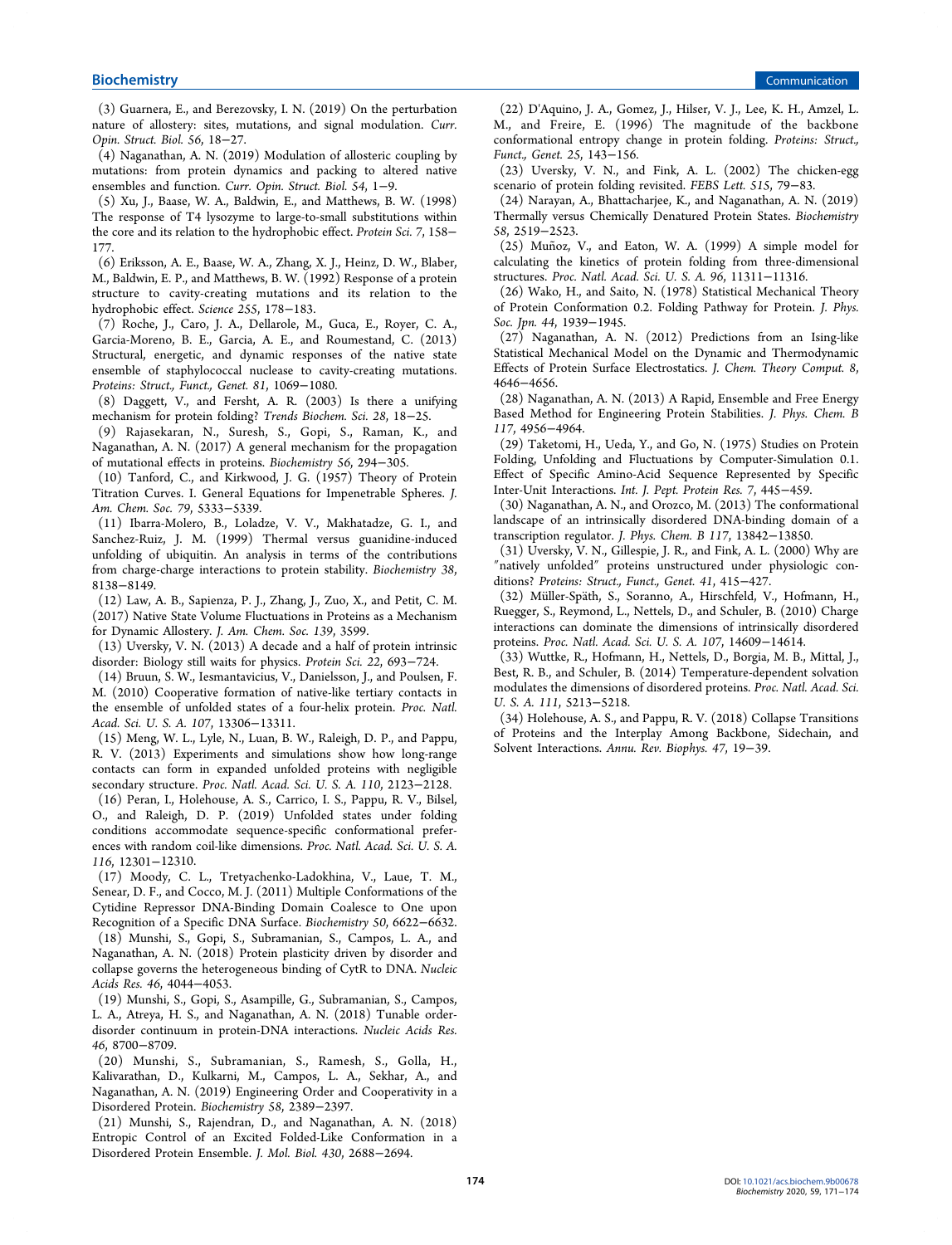(3) Guarnera, E., and Berezovsky, I. N. (2019) On the perturbation nature of allostery: sites, mutations, and signal modulation. *Curr. Opin. Struct. Biol. 56*, 18−27.

(4) Naganathan, A. N. (2019) Modulation of allosteric coupling by mutations: from protein dynamics and packing to altered native ensembles and function. *Curr. Opin. Struct. Biol. 54*, 1−9.

(5) Xu, J., Baase, W. A., Baldwin, E., and Matthews, B. W. (1998) The response of T4 lysozyme to large-to-small substitutions within the core and its relation to the hydrophobic effect. *Protein Sci. 7*, 158−177.

(6) Eriksson, A. E., Baase, W. A., Zhang, X. J., Heinz, D. W., Blaber, M., Baldwin, E. P., and Matthews, B. W. (1992) Response of a protein structure to cavity-creating mutations and its relation to the hydrophobic effect. *Science 255*, 178−183.

(7) Roche, J., Caro, J. A., Dellarole, M., Guca, E., Royer, C. A., Garcia-Moreno, B. E., Garcia, A. E., and Roumestand, C. (2013) Structural, energetic, and dynamic responses of the native state ensemble of staphylococcal nuclease to cavity-creating mutations. *Proteins: Struct., Funct., Genet. 81*, 1069−1080.

(8) Daggett, V., and Fersht, A. R. (2003) Is there a unifying mechanism for protein folding? *Trends Biochem. Sci. 28*, 18−25.

(9) Rajasekaran, N., Suresh, S., Gopi, S., Raman, K., and Naganathan, A. N. (2017) A general mechanism for the propagation of mutational effects in proteins. *Biochemistry 56*, 294−305.

(10) Tanford, C., and Kirkwood, J. G. (1957) Theory of Protein Titration Curves. I. General Equations for Impenetrable Spheres. *J. Am. Chem. Soc. 79*, 5333−5339.

(11) Ibarra-Molero, B., Loladze, V. V., Makhatadze, G. I., and Sanchez-Ruiz, J. M. (1999) Thermal versus guanidine-induced unfolding of ubiquitin. An analysis in terms of the contributions from charge-charge interactions to protein stability. *Biochemistry 38*, 8138−8149.

(12) Law, A. B., Sapienza, P. J., Zhang, J., Zuo, X., and Petit, C. M. (2017) Native State Volume Fluctuations in Proteins as a Mechanism for Dynamic Allostery. *J. Am. Chem. Soc. 139*, 3599.

(13) Uversky, V. N. (2013) A decade and a half of protein intrinsic disorder: Biology still waits for physics. *Protein Sci. 22*, 693−724.

(14) Bruun, S. W., Iesmantavicius, V., Danielsson, J., and Poulsen, F. M. (2010) Cooperative formation of native-like tertiary contacts in the ensemble of unfolded states of a four-helix protein. *Proc. Natl. Acad. Sci. U. S. A. 107*, 13306−13311.

(15) Meng, W. L., Lyle, N., Luan, B. W., Raleigh, D. P., and Pappu, R. V. (2013) Experiments and simulations show how long-range contacts can form in expanded unfolded proteins with negligible secondary structure. *Proc. Natl. Acad. Sci. U. S. A. 110*, 2123−2128.

(16) Peran, I., Holehouse, A. S., Carrico, I. S., Pappu, R. V., Bilsel, O., and Raleigh, D. P. (2019) Unfolded states under folding conditions accommodate sequence-specific conformational preferences with random coil-like dimensions. *Proc. Natl. Acad. Sci. U. S. A. 116*, 12301−12310.

(17) Moody, C. L., Tretyachenko-Ladokhina, V., Laue, T. M., Senear, D. F., and Cocco, M. J. (2011) Multiple Conformations of the Cytidine Repressor DNA-Binding Domain Coalesce to One upon Recognition of a Specific DNA Surface. *Biochemistry 50*, 6622−6632.

(18) Munshi, S., Gopi, S., Subramanian, S., Campos, L. A., and Naganathan, A. N. (2018) Protein plasticity driven by disorder and collapse governs the heterogeneous binding of CytR to DNA. *Nucleic Acids Res. 46*, 4044−4053.

(19) Munshi, S., Gopi, S., Asampille, G., Subramanian, S., Campos, L. A., Atreya, H. S., and Naganathan, A. N. (2018) Tunable order-disorder continuum in protein-DNA interactions. *Nucleic Acids Res. 46*, 8700−8709.

(20) Munshi, S., Subramanian, S., Ramesh, S., Golla, H., Kalivarathan, D., Kulkarni, M., Campos, L. A., Sekhar, A., and Naganathan, A. N. (2019) Engineering Order and Cooperativity in a Disordered Protein. *Biochemistry 58*, 2389−2397.

(21) Munshi, S., Rajendran, D., and Naganathan, A. N. (2018) Entropic Control of an Excited Folded-Like Conformation in a Disordered Protein Ensemble. *J. Mol. Biol. 430*, 2688−2694.

(22) D'Aquino, J. A., Gomez, J., Hilser, V. J., Lee, K. H., Amzel, L. M., and Freire, E. (1996) The magnitude of the backbone conformational entropy change in protein folding. *Proteins: Struct., Funct., Genet. 25*, 143−156.

(23) Uversky, V. N., and Fink, A. L. (2002) The chicken-egg scenario of protein folding revisited. *FEBS Lett. 515*, 79−83.

(24) Narayan, A., Bhattacharjee, K., and Naganathan, A. N. (2019) Thermally versus Chemically Denatured Protein States. *Biochemistry 58*, 2519−2523.

(25) Muñoz, V., and Eaton, W. A. (1999) A simple model for calculating the kinetics of protein folding from three-dimensional structures. *Proc. Natl. Acad. Sci. U. S. A. 96*, 11311−11316.

(26) Wako, H., and Saito, N. (1978) Statistical Mechanical Theory of Protein Conformation 0.2. Folding Pathway for Protein. *J. Phys. Soc. Jpn. 44*, 1939−1945.

(27) Naganathan, A. N. (2012) Predictions from an Ising-like Statistical Mechanical Model on the Dynamic and Thermodynamic Effects of Protein Surface Electrostatics. *J. Chem. Theory Comput. 8*, 4646−4656.

(28) Naganathan, A. N. (2013) A Rapid, Ensemble and Free Energy Based Method for Engineering Protein Stabilities. *J. Phys. Chem. B 117*, 4956−4964.

(29) Taketomi, H., Ueda, Y., and Go, N. (1975) Studies on Protein Folding, Unfolding and Fluctuations by Computer-Simulation 0.1. Effect of Specific Amino-Acid Sequence Represented by Specific Inter-Unit Interactions. *Int. J. Pept. Protein Res. 7*, 445−459.

(30) Naganathan, A. N., and Orozco, M. (2013) The conformational landscape of an intrinsically disordered DNA-binding domain of a transcription regulator. *J. Phys. Chem. B 117*, 13842−13850.

(31) Uversky, V. N., Gillespie, J. R., and Fink, A. L. (2000) Why are "natively unfolded" proteins unstructured under physiologic conditions? *Proteins: Struct., Funct., Genet. 41*, 415−427.

(32) Müller-Späth, S., Soranno, A., Hirschfeld, V., Hofmann, H., Ruegger, S., Reymond, L., Nettels, D., and Schuler, B. (2010) Charge interactions can dominate the dimensions of intrinsically disordered proteins. *Proc. Natl. Acad. Sci. U. S. A. 107*, 14609−14614.

(33) Wuttke, R., Hofmann, H., Nettels, D., Borgia, M. B., Mittal, J., Best, R. B., and Schuler, B. (2014) Temperature-dependent solvation modulates the dimensions of disordered proteins. *Proc. Natl. Acad. Sci. U. S. A. 111*, 5213−5218.

(34) Holehouse, A. S., and Pappu, R. V. (2018) Collapse Transitions of Proteins and the Interplay Among Backbone, Sidechain, and Solvent Interactions. *Annu. Rev. Biophys. 47*, 19−39.